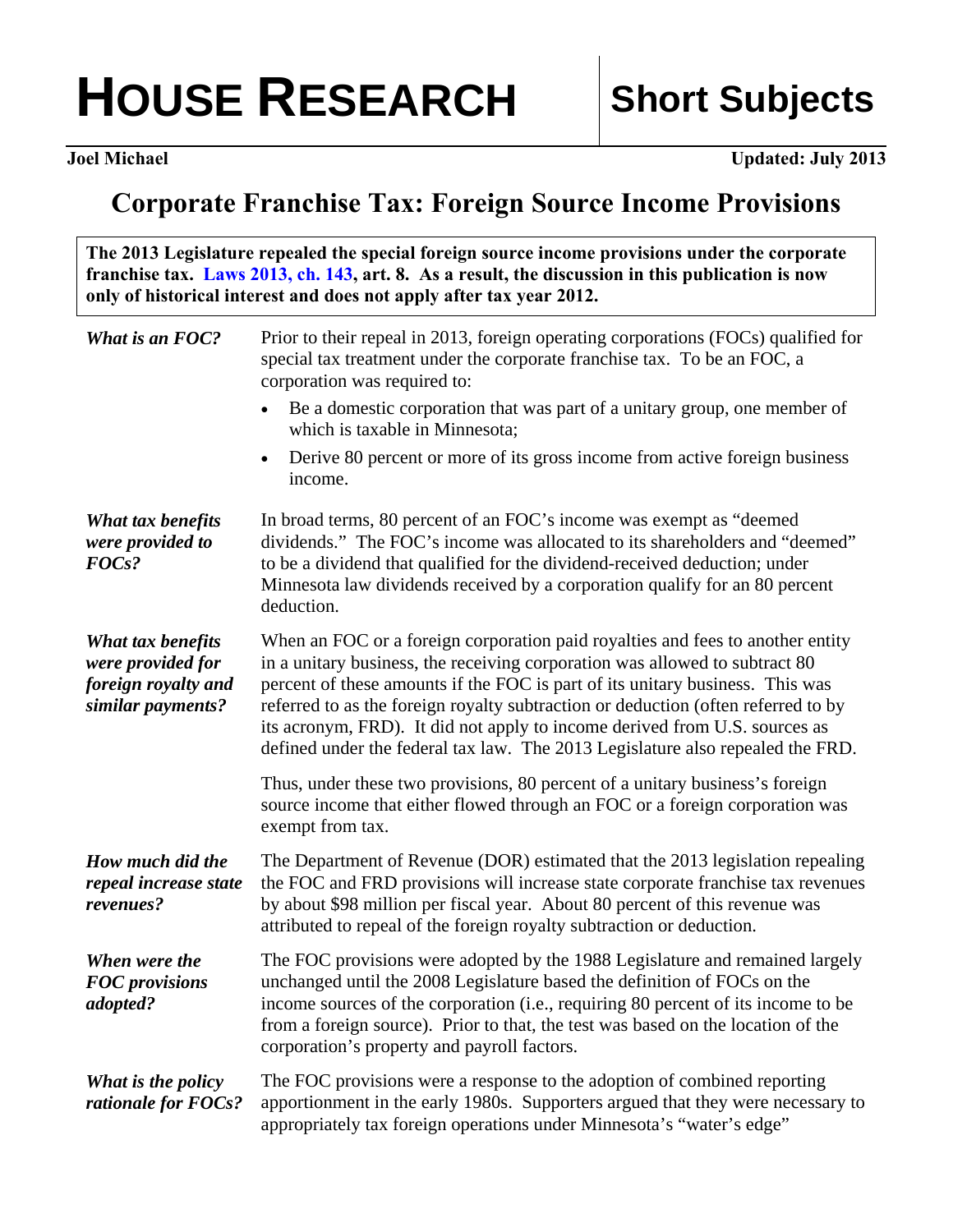# HOUSE RESEARCH — Short Subjects

**Joel Michael** | **Updated: July 2013**

## Corporate Franchise Tax: Foreign Source Income Provisions

**The 2013 Legislature repealed the special foreign source income provisions under the corporate franchise tax. Laws 2013, ch. 143, art. 8. As a result, the discussion in this publication is now only of historical interest and does not apply after tax year 2012.**

***What is an FOC?***

Prior to their repeal in 2013, foreign operating corporations (FOCs) qualified for special tax treatment under the corporate franchise tax. To be an FOC, a corporation was required to:

- Be a domestic corporation that was part of a unitary group, one member of which is taxable in Minnesota;
- Derive 80 percent or more of its gross income from active foreign business income.

***What tax benefits were provided to FOCs?***

In broad terms, 80 percent of an FOC's income was exempt as "deemed dividends." The FOC's income was allocated to its shareholders and "deemed" to be a dividend that qualified for the dividend-received deduction; under Minnesota law dividends received by a corporation qualify for an 80 percent deduction.

***What tax benefits were provided for foreign royalty and similar payments?***

When an FOC or a foreign corporation paid royalties and fees to another entity in a unitary business, the receiving corporation was allowed to subtract 80 percent of these amounts if the FOC is part of its unitary business. This was referred to as the foreign royalty subtraction or deduction (often referred to by its acronym, FRD). It did not apply to income derived from U.S. sources as defined under the federal tax law. The 2013 Legislature also repealed the FRD.

Thus, under these two provisions, 80 percent of a unitary business's foreign source income that either flowed through an FOC or a foreign corporation was exempt from tax.

***How much did the repeal increase state revenues?***

The Department of Revenue (DOR) estimated that the 2013 legislation repealing the FOC and FRD provisions will increase state corporate franchise tax revenues by about $98 million per fiscal year. About 80 percent of this revenue was attributed to repeal of the foreign royalty subtraction or deduction.

***When were the FOC provisions adopted?***

The FOC provisions were adopted by the 1988 Legislature and remained largely unchanged until the 2008 Legislature based the definition of FOCs on the income sources of the corporation (i.e., requiring 80 percent of its income to be from a foreign source). Prior to that, the test was based on the location of the corporation's property and payroll factors.

***What is the policy rationale for FOCs?***

The FOC provisions were a response to the adoption of combined reporting apportionment in the early 1980s. Supporters argued that they were necessary to appropriately tax foreign operations under Minnesota's "water's edge"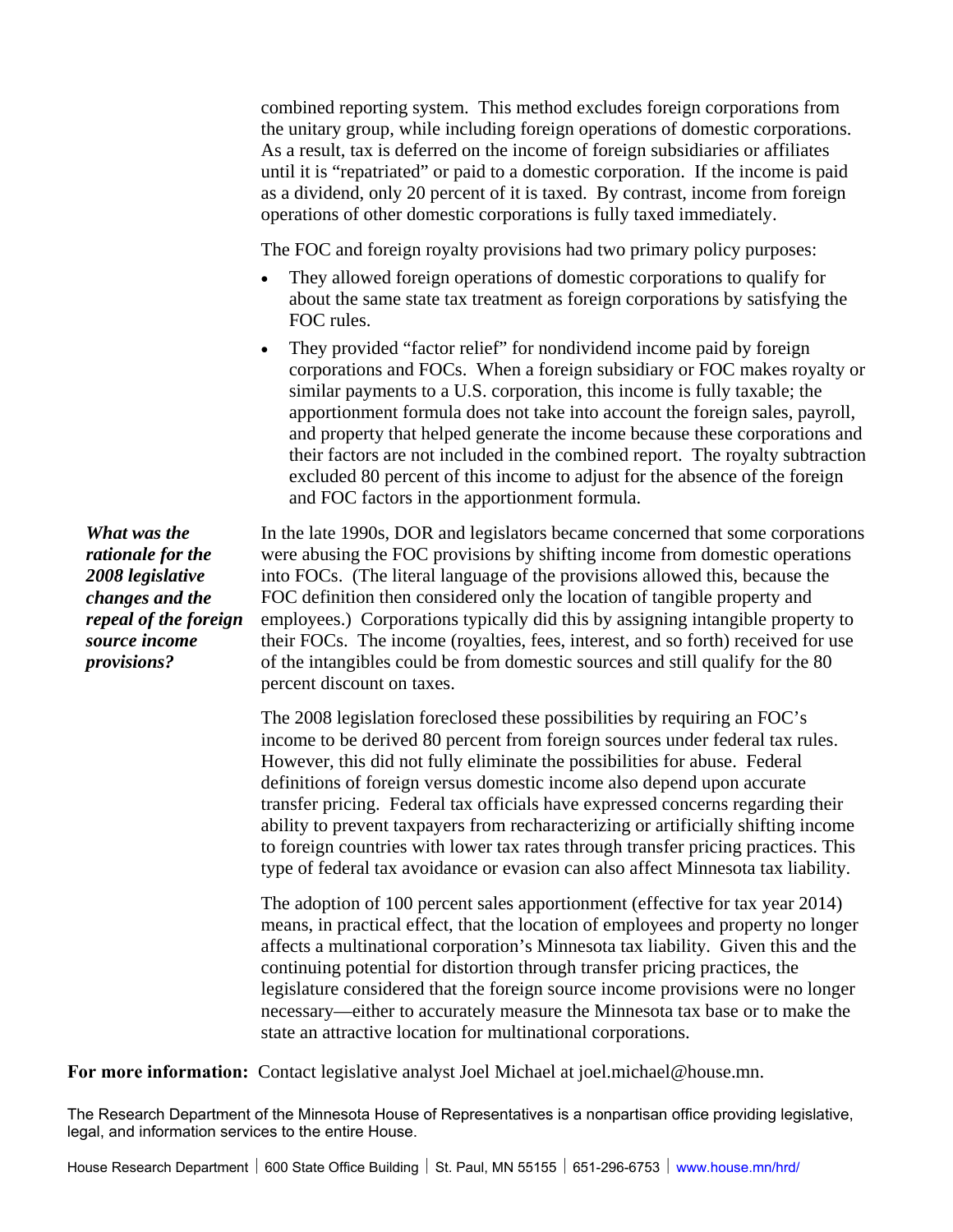combined reporting system. This method excludes foreign corporations from the unitary group, while including foreign operations of domestic corporations. As a result, tax is deferred on the income of foreign subsidiaries or affiliates until it is "repatriated" or paid to a domestic corporation. If the income is paid as a dividend, only 20 percent of it is taxed. By contrast, income from foreign operations of other domestic corporations is fully taxed immediately.

The FOC and foreign royalty provisions had two primary policy purposes:

- They allowed foreign operations of domestic corporations to qualify for about the same state tax treatment as foreign corporations by satisfying the FOC rules.
- They provided "factor relief" for nondividend income paid by foreign corporations and FOCs. When a foreign subsidiary or FOC makes royalty or similar payments to a U.S. corporation, this income is fully taxable; the apportionment formula does not take into account the foreign sales, payroll, and property that helped generate the income because these corporations and their factors are not included in the combined report. The royalty subtraction excluded 80 percent of this income to adjust for the absence of the foreign and FOC factors in the apportionment formula.

***What was the rationale for the 2008 legislative changes and the repeal of the foreign source income provisions?***

In the late 1990s, DOR and legislators became concerned that some corporations were abusing the FOC provisions by shifting income from domestic operations into FOCs. (The literal language of the provisions allowed this, because the FOC definition then considered only the location of tangible property and employees.) Corporations typically did this by assigning intangible property to their FOCs. The income (royalties, fees, interest, and so forth) received for use of the intangibles could be from domestic sources and still qualify for the 80 percent discount on taxes.

The 2008 legislation foreclosed these possibilities by requiring an FOC's income to be derived 80 percent from foreign sources under federal tax rules. However, this did not fully eliminate the possibilities for abuse. Federal definitions of foreign versus domestic income also depend upon accurate transfer pricing. Federal tax officials have expressed concerns regarding their ability to prevent taxpayers from recharacterizing or artificially shifting income to foreign countries with lower tax rates through transfer pricing practices. This type of federal tax avoidance or evasion can also affect Minnesota tax liability.

The adoption of 100 percent sales apportionment (effective for tax year 2014) means, in practical effect, that the location of employees and property no longer affects a multinational corporation's Minnesota tax liability. Given this and the continuing potential for distortion through transfer pricing practices, the legislature considered that the foreign source income provisions were no longer necessary—either to accurately measure the Minnesota tax base or to make the state an attractive location for multinational corporations.

**For more information:** Contact legislative analyst Joel Michael at joel.michael@house.mn.

The Research Department of the Minnesota House of Representatives is a nonpartisan office providing legislative, legal, and information services to the entire House.

House Research Department | 600 State Office Building | St. Paul, MN 55155 | 651-296-6753 | www.house.mn/hrd/